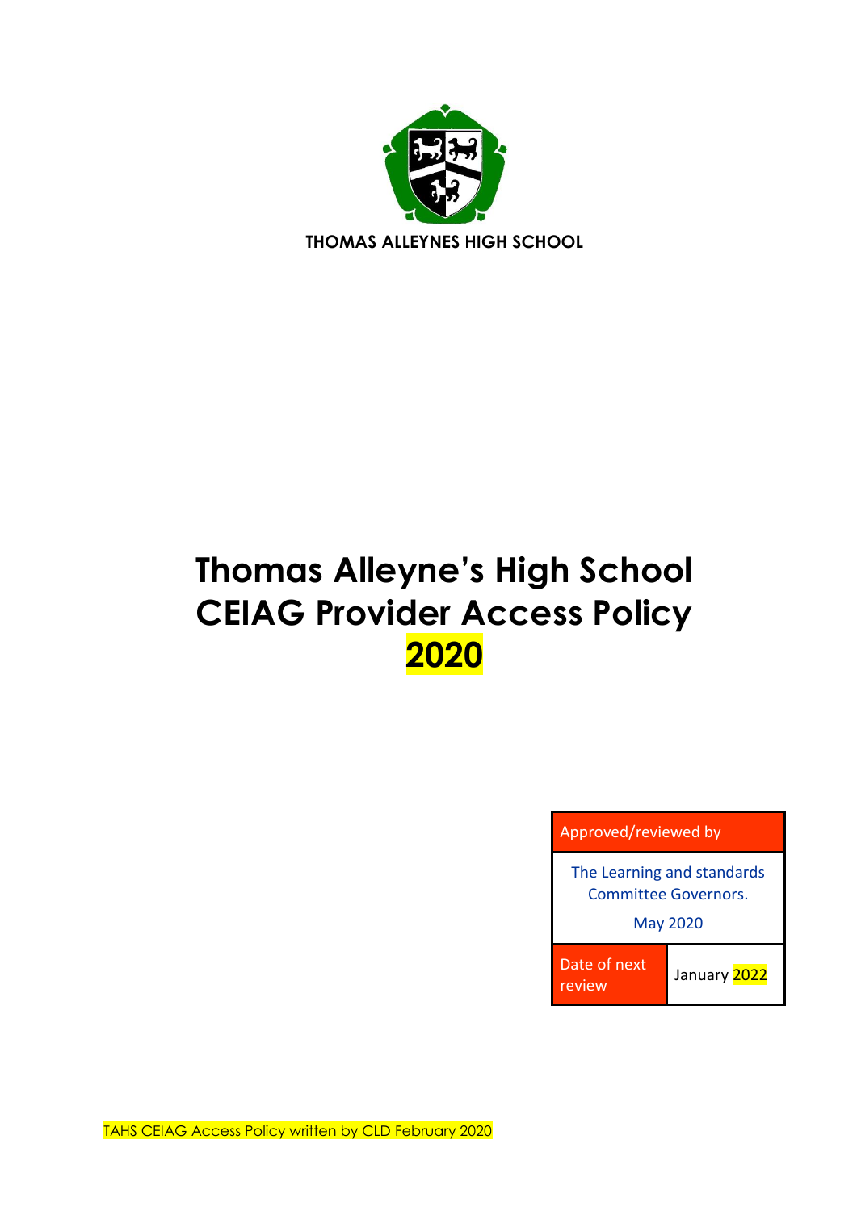THOMAS ALLEYNES HIGH SCHOOL

# Thomas Alleyne's High School CEIAG Provider Access Policy 2020

| Approved/reviewed by | |
|---|---|
| The Learning and standards Committee Governors. May 2020 | |
| Date of next review | January 2022 |

TAHS CEIAG Access Policy written by CLD February 2020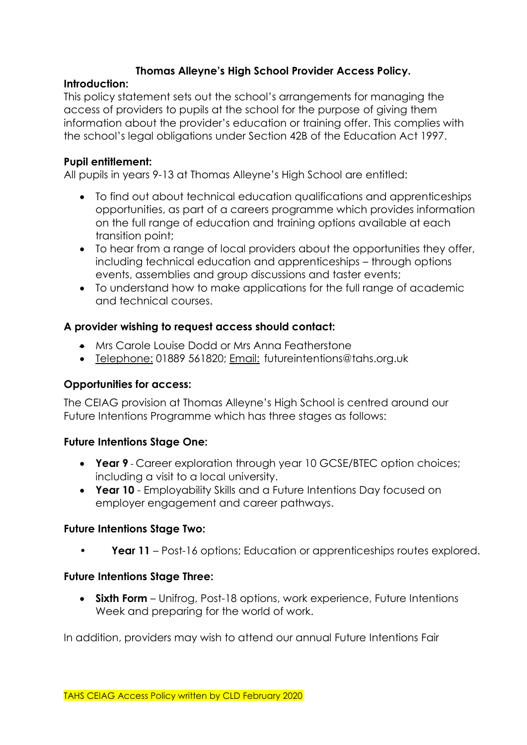# Thomas Alleyne's High School Provider Access Policy.

**Introduction:**

This policy statement sets out the school's arrangements for managing the access of providers to pupils at the school for the purpose of giving them information about the provider's education or training offer. This complies with the school's legal obligations under Section 42B of the Education Act 1997.

**Pupil entitlement:**

All pupils in years 9-13 at Thomas Alleyne's High School are entitled:

- To find out about technical education qualifications and apprenticeships opportunities, as part of a careers programme which provides information on the full range of education and training options available at each transition point;
- To hear from a range of local providers about the opportunities they offer, including technical education and apprenticeships – through options events, assemblies and group discussions and taster events;
- To understand how to make applications for the full range of academic and technical courses.

**A provider wishing to request access should contact:**

- Mrs Carole Louise Dodd or Mrs Anna Featherstone
- Telephone: 01889 561820; Email: futureintentions@tahs.org.uk

**Opportunities for access:**

The CEIAG provision at Thomas Alleyne's High School is centred around our Future Intentions Programme which has three stages as follows:

**Future Intentions Stage One:**

- **Year 9** - Career exploration through year 10 GCSE/BTEC option choices; including a visit to a local university.
- **Year 10** - Employability Skills and a Future Intentions Day focused on employer engagement and career pathways.

**Future Intentions Stage Two:**

- **Year 11** – Post-16 options; Education or apprenticeships routes explored.

**Future Intentions Stage Three:**

- **Sixth Form** – Unifrog, Post-18 options, work experience, Future Intentions Week and preparing for the world of work.

In addition, providers may wish to attend our annual Future Intentions Fair

TAHS CEIAG Access Policy written by CLD February 2020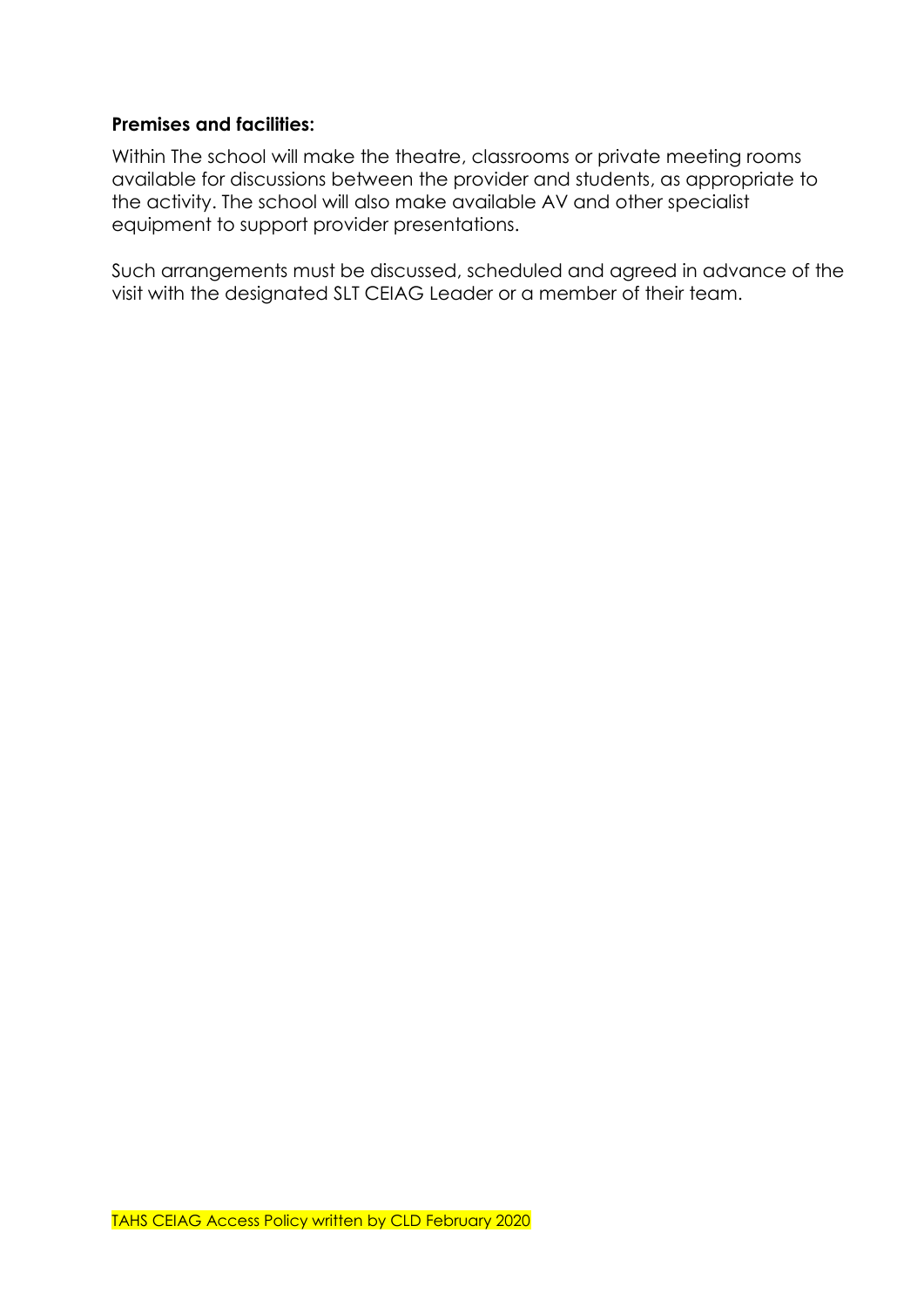**Premises and facilities:**

Within The school will make the theatre, classrooms or private meeting rooms available for discussions between the provider and students, as appropriate to the activity. The school will also make available AV and other specialist equipment to support provider presentations.

Such arrangements must be discussed, scheduled and agreed in advance of the visit with the designated SLT CEIAG Leader or a member of their team.